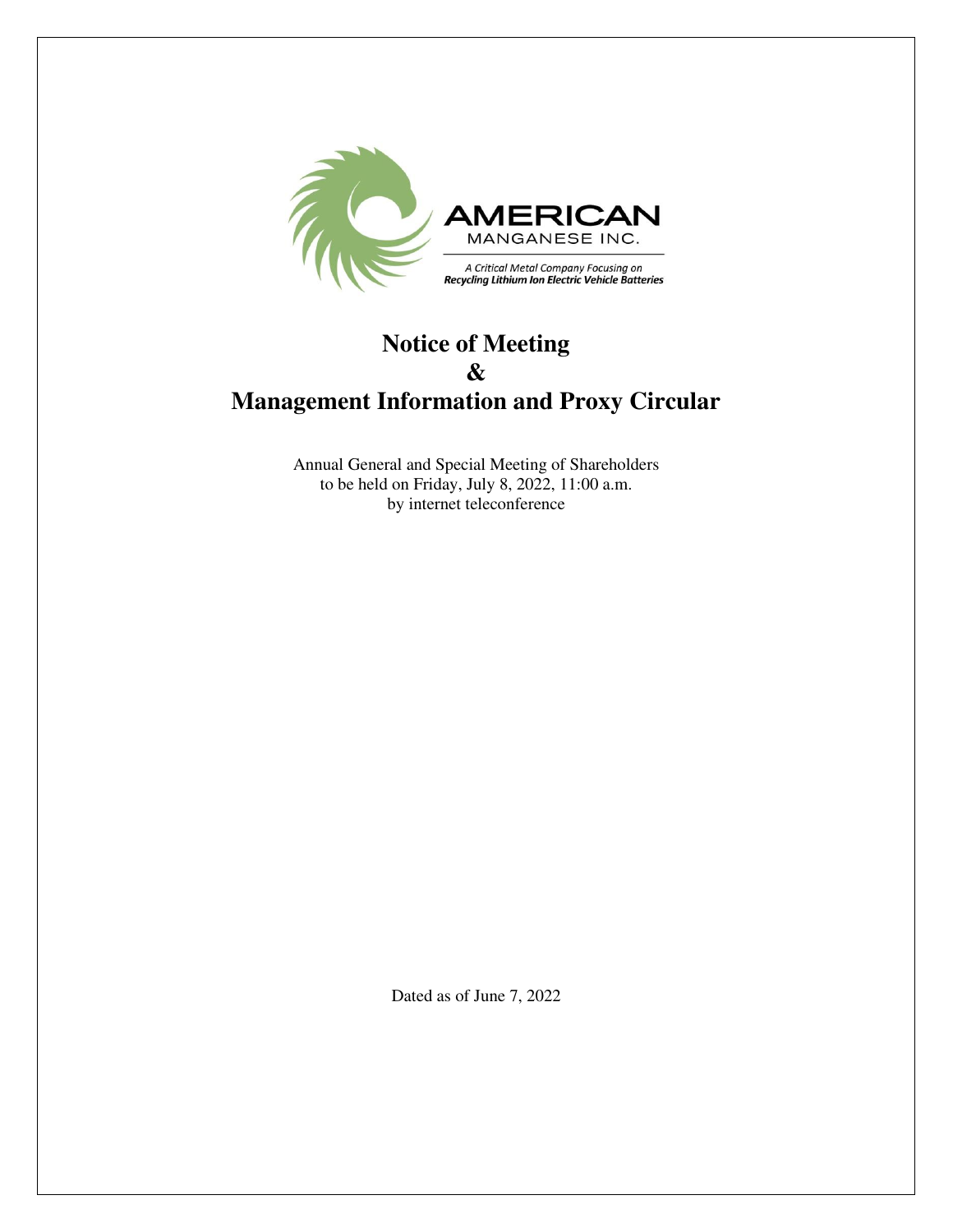AMERICAN

MANGANESE INC.

*A Critical Metal Company Focusing on*
***Recycling Lithium Ion Electric Vehicle Batteries***

# Notice of Meeting
# &
# Management Information and Proxy Circular

Annual General and Special Meeting of Shareholders
to be held on Friday, July 8, 2022, 11:00 a.m.
by internet teleconference

Dated as of June 7, 2022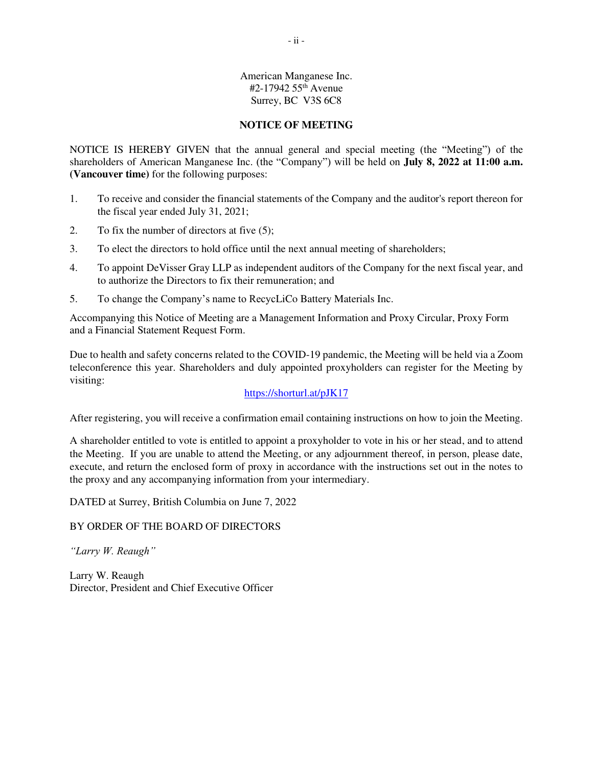American Manganese Inc.
#2-17942 55th Avenue
Surrey, BC V3S 6C8

## NOTICE OF MEETING

NOTICE IS HEREBY GIVEN that the annual general and special meeting (the "Meeting") of the shareholders of American Manganese Inc. (the "Company") will be held on **July 8, 2022 at 11:00 a.m. (Vancouver time)** for the following purposes:

1. To receive and consider the financial statements of the Company and the auditor's report thereon for the fiscal year ended July 31, 2021;
2. To fix the number of directors at five (5);
3. To elect the directors to hold office until the next annual meeting of shareholders;
4. To appoint DeVisser Gray LLP as independent auditors of the Company for the next fiscal year, and to authorize the Directors to fix their remuneration; and
5. To change the Company's name to RecycLiCo Battery Materials Inc.

Accompanying this Notice of Meeting are a Management Information and Proxy Circular, Proxy Form and a Financial Statement Request Form.

Due to health and safety concerns related to the COVID-19 pandemic, the Meeting will be held via a Zoom teleconference this year. Shareholders and duly appointed proxyholders can register for the Meeting by visiting:

https://shorturl.at/pJK17

After registering, you will receive a confirmation email containing instructions on how to join the Meeting.

A shareholder entitled to vote is entitled to appoint a proxyholder to vote in his or her stead, and to attend the Meeting. If you are unable to attend the Meeting, or any adjournment thereof, in person, please date, execute, and return the enclosed form of proxy in accordance with the instructions set out in the notes to the proxy and any accompanying information from your intermediary.

DATED at Surrey, British Columbia on June 7, 2022

BY ORDER OF THE BOARD OF DIRECTORS

*"Larry W. Reaugh"*

Larry W. Reaugh
Director, President and Chief Executive Officer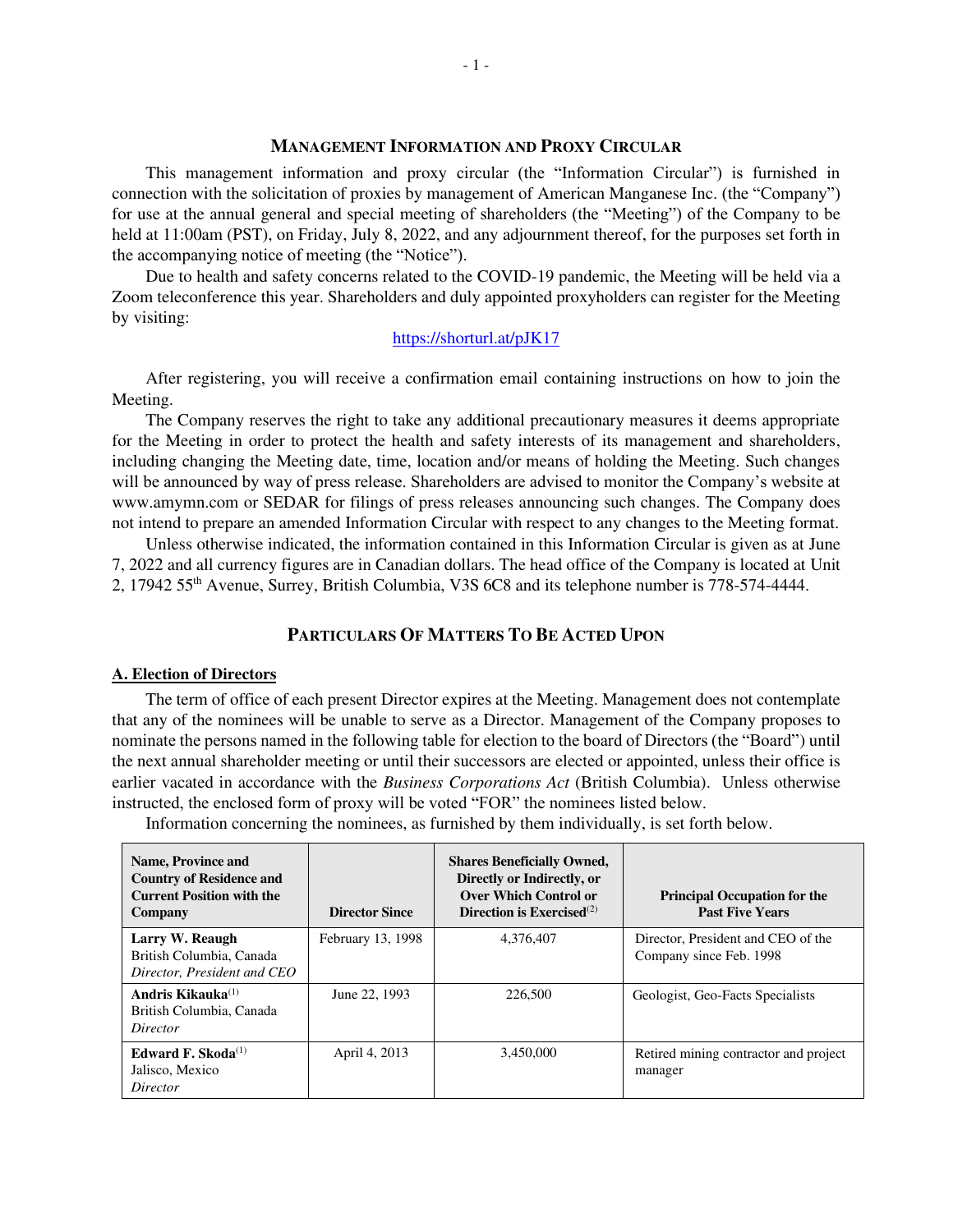## MANAGEMENT INFORMATION AND PROXY CIRCULAR

This management information and proxy circular (the "Information Circular") is furnished in connection with the solicitation of proxies by management of American Manganese Inc. (the "Company") for use at the annual general and special meeting of shareholders (the "Meeting") of the Company to be held at 11:00am (PST), on Friday, July 8, 2022, and any adjournment thereof, for the purposes set forth in the accompanying notice of meeting (the "Notice").

Due to health and safety concerns related to the COVID-19 pandemic, the Meeting will be held via a Zoom teleconference this year. Shareholders and duly appointed proxyholders can register for the Meeting by visiting:

https://shorturl.at/pJK17

After registering, you will receive a confirmation email containing instructions on how to join the Meeting.

The Company reserves the right to take any additional precautionary measures it deems appropriate for the Meeting in order to protect the health and safety interests of its management and shareholders, including changing the Meeting date, time, location and/or means of holding the Meeting. Such changes will be announced by way of press release. Shareholders are advised to monitor the Company's website at www.amymn.com or SEDAR for filings of press releases announcing such changes. The Company does not intend to prepare an amended Information Circular with respect to any changes to the Meeting format.

Unless otherwise indicated, the information contained in this Information Circular is given as at June 7, 2022 and all currency figures are in Canadian dollars. The head office of the Company is located at Unit 2, 17942 55th Avenue, Surrey, British Columbia, V3S 6C8 and its telephone number is 778-574-4444.

## PARTICULARS OF MATTERS TO BE ACTED UPON

### A. Election of Directors

The term of office of each present Director expires at the Meeting. Management does not contemplate that any of the nominees will be unable to serve as a Director. Management of the Company proposes to nominate the persons named in the following table for election to the board of Directors (the "Board") until the next annual shareholder meeting or until their successors are elected or appointed, unless their office is earlier vacated in accordance with the *Business Corporations Act* (British Columbia). Unless otherwise instructed, the enclosed form of proxy will be voted "FOR" the nominees listed below.

Information concerning the nominees, as furnished by them individually, is set forth below.

| Name, Province and Country of Residence and Current Position with the Company | Director Since | Shares Beneficially Owned, Directly or Indirectly, or Over Which Control or Direction is Exercised[(2)] | Principal Occupation for the Past Five Years |
|---|---|---|---|
| **Larry W. Reaugh**<br>British Columbia, Canada<br>*Director, President and CEO* | February 13, 1998 | 4,376,407 | Director, President and CEO of the Company since Feb. 1998 |
| **Andris Kikauka**[(1)]<br>British Columbia, Canada<br>*Director* | June 22, 1993 | 226,500 | Geologist, Geo-Facts Specialists |
| **Edward F. Skoda**[(1)]<br>Jalisco, Mexico<br>*Director* | April 4, 2013 | 3,450,000 | Retired mining contractor and project manager |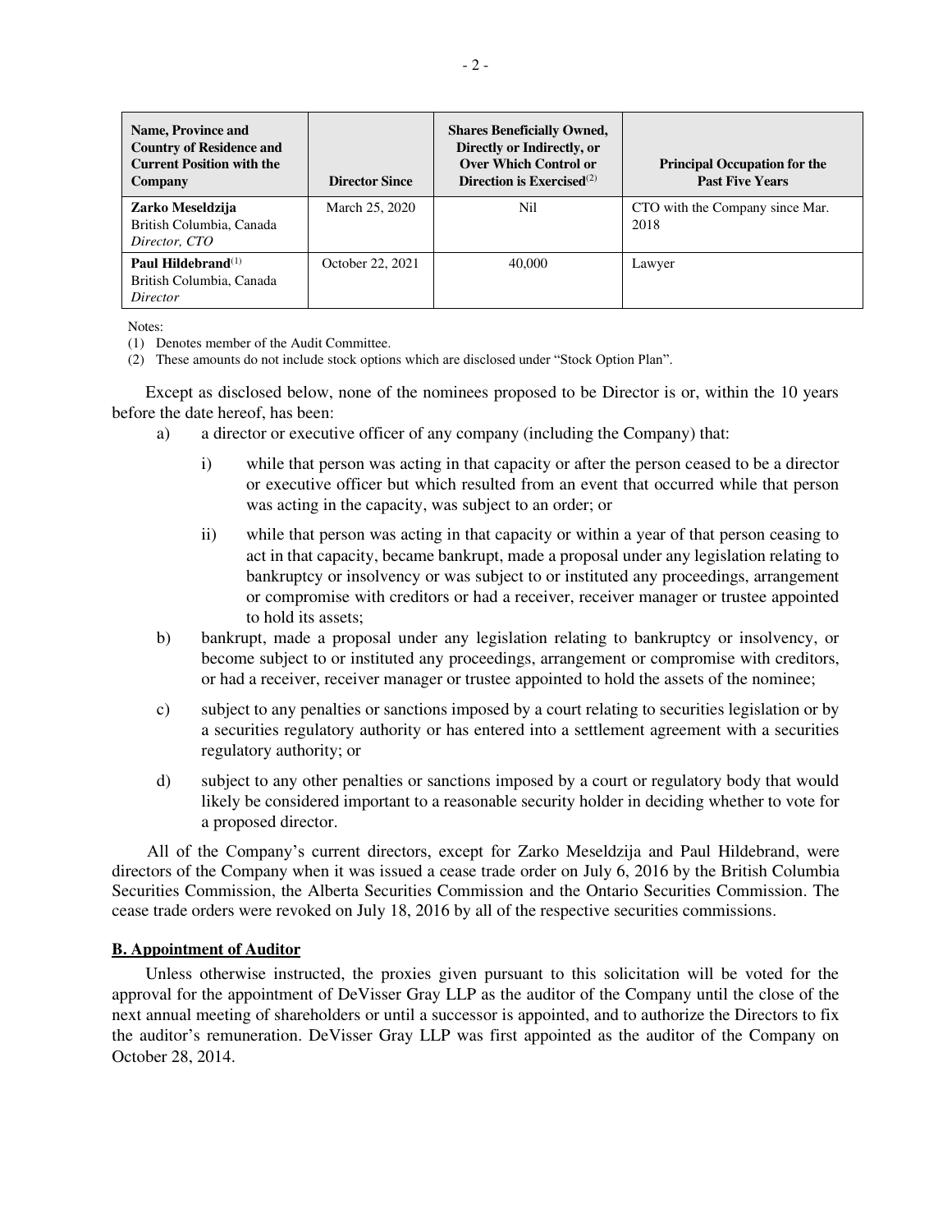| **Name, Province and Country of Residence and Current Position with the Company** | **Director Since** | **Shares Beneficially Owned, Directly or Indirectly, or Over Which Control or Direction is Exercised**[(2)] | **Principal Occupation for the Past Five Years** |
|---|---|---|---|
| **Zarko Meseldzija**<br>British Columbia, Canada<br>*Director, CTO* | March 25, 2020 | Nil | CTO with the Company since Mar. 2018 |
| **Paul Hildebrand**[(1)]<br>British Columbia, Canada<br>*Director* | October 22, 2021 | 40,000 | Lawyer |

Notes:

(1) Denotes member of the Audit Committee.

(2) These amounts do not include stock options which are disclosed under "Stock Option Plan".

Except as disclosed below, none of the nominees proposed to be Director is or, within the 10 years before the date hereof, has been:

a) a director or executive officer of any company (including the Company) that:

   i) while that person was acting in that capacity or after the person ceased to be a director or executive officer but which resulted from an event that occurred while that person was acting in the capacity, was subject to an order; or

   ii) while that person was acting in that capacity or within a year of that person ceasing to act in that capacity, became bankrupt, made a proposal under any legislation relating to bankruptcy or insolvency or was subject to or instituted any proceedings, arrangement or compromise with creditors or had a receiver, receiver manager or trustee appointed to hold its assets;

b) bankrupt, made a proposal under any legislation relating to bankruptcy or insolvency, or become subject to or instituted any proceedings, arrangement or compromise with creditors, or had a receiver, receiver manager or trustee appointed to hold the assets of the nominee;

c) subject to any penalties or sanctions imposed by a court relating to securities legislation or by a securities regulatory authority or has entered into a settlement agreement with a securities regulatory authority; or

d) subject to any other penalties or sanctions imposed by a court or regulatory body that would likely be considered important to a reasonable security holder in deciding whether to vote for a proposed director.

All of the Company's current directors, except for Zarko Meseldzija and Paul Hildebrand, were directors of the Company when it was issued a cease trade order on July 6, 2016 by the British Columbia Securities Commission, the Alberta Securities Commission and the Ontario Securities Commission. The cease trade orders were revoked on July 18, 2016 by all of the respective securities commissions.

## B. Appointment of Auditor

Unless otherwise instructed, the proxies given pursuant to this solicitation will be voted for the approval for the appointment of DeVisser Gray LLP as the auditor of the Company until the close of the next annual meeting of shareholders or until a successor is appointed, and to authorize the Directors to fix the auditor's remuneration. DeVisser Gray LLP was first appointed as the auditor of the Company on October 28, 2014.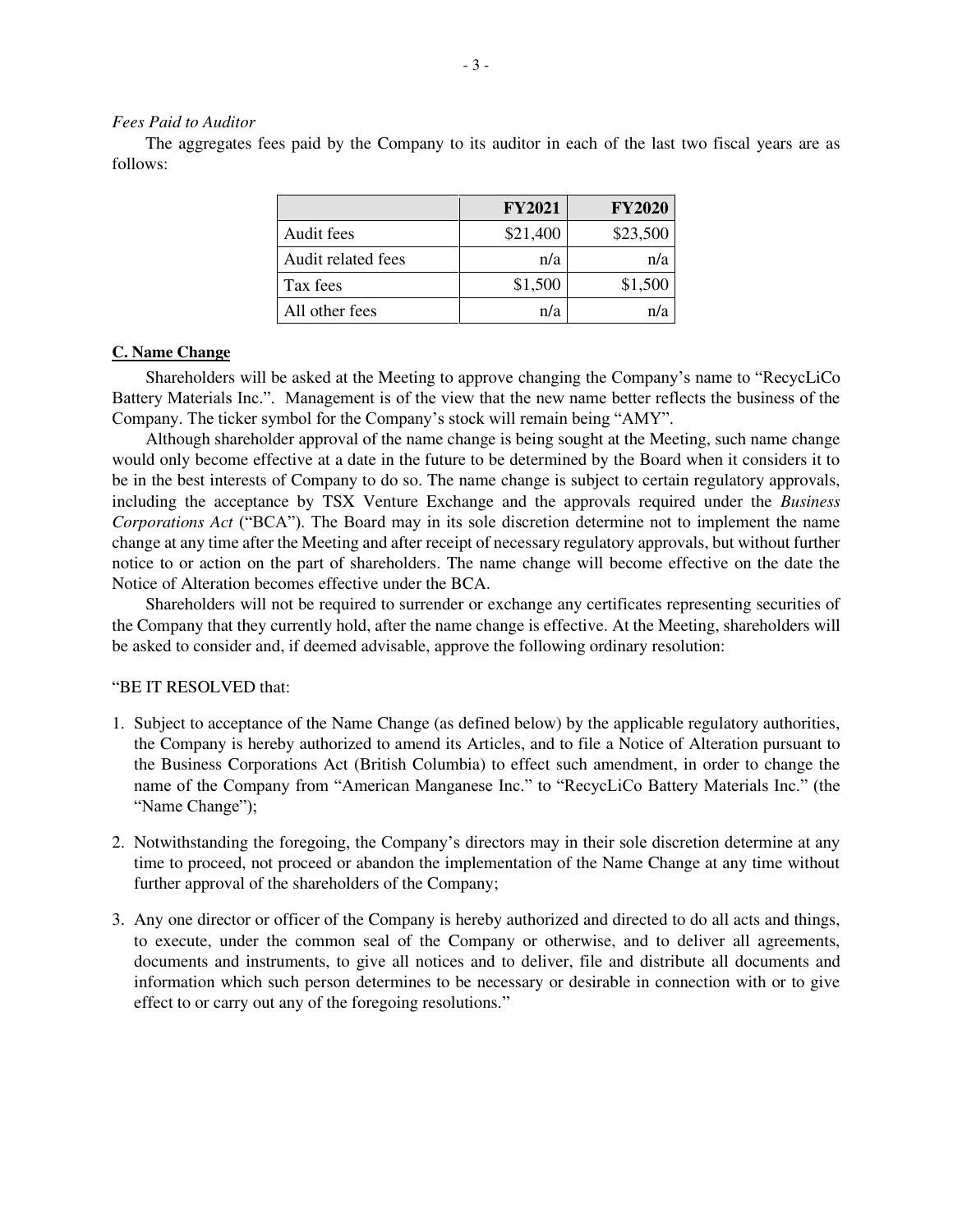*Fees Paid to Auditor*

The aggregates fees paid by the Company to its auditor in each of the last two fiscal years are as follows:

| | **FY2021** | **FY2020** |
|---|---|---|
| Audit fees | $21,400 | $23,500 |
| Audit related fees | n/a | n/a |
| Tax fees | $1,500 | $1,500 |
| All other fees | n/a | n/a |

**C. Name Change**

Shareholders will be asked at the Meeting to approve changing the Company's name to "RecycLiCo Battery Materials Inc.". Management is of the view that the new name better reflects the business of the Company. The ticker symbol for the Company's stock will remain being "AMY".

Although shareholder approval of the name change is being sought at the Meeting, such name change would only become effective at a date in the future to be determined by the Board when it considers it to be in the best interests of Company to do so. The name change is subject to certain regulatory approvals, including the acceptance by TSX Venture Exchange and the approvals required under the *Business Corporations Act* ("BCA"). The Board may in its sole discretion determine not to implement the name change at any time after the Meeting and after receipt of necessary regulatory approvals, but without further notice to or action on the part of shareholders. The name change will become effective on the date the Notice of Alteration becomes effective under the BCA.

Shareholders will not be required to surrender or exchange any certificates representing securities of the Company that they currently hold, after the name change is effective. At the Meeting, shareholders will be asked to consider and, if deemed advisable, approve the following ordinary resolution:

"BE IT RESOLVED that:

1. Subject to acceptance of the Name Change (as defined below) by the applicable regulatory authorities, the Company is hereby authorized to amend its Articles, and to file a Notice of Alteration pursuant to the Business Corporations Act (British Columbia) to effect such amendment, in order to change the name of the Company from "American Manganese Inc." to "RecycLiCo Battery Materials Inc." (the "Name Change");

2. Notwithstanding the foregoing, the Company's directors may in their sole discretion determine at any time to proceed, not proceed or abandon the implementation of the Name Change at any time without further approval of the shareholders of the Company;

3. Any one director or officer of the Company is hereby authorized and directed to do all acts and things, to execute, under the common seal of the Company or otherwise, and to deliver all agreements, documents and instruments, to give all notices and to deliver, file and distribute all documents and information which such person determines to be necessary or desirable in connection with or to give effect to or carry out any of the foregoing resolutions."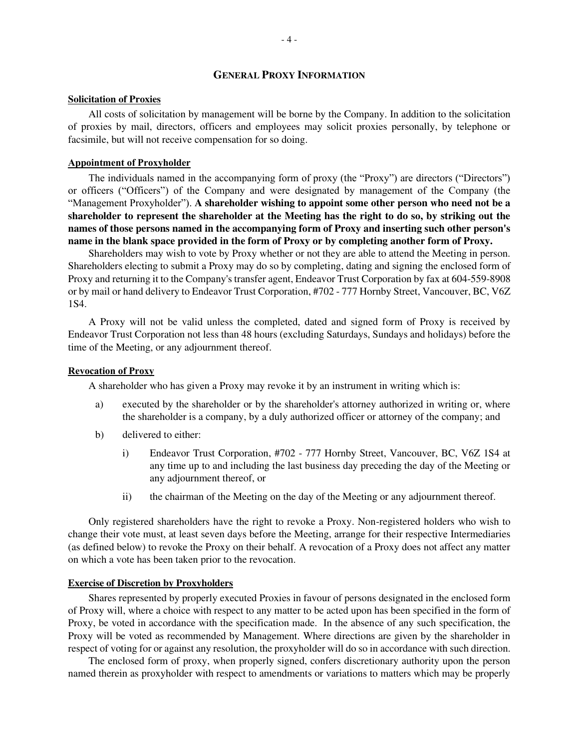## GENERAL PROXY INFORMATION

**Solicitation of Proxies**

All costs of solicitation by management will be borne by the Company. In addition to the solicitation of proxies by mail, directors, officers and employees may solicit proxies personally, by telephone or facsimile, but will not receive compensation for so doing.

**Appointment of Proxyholder**

The individuals named in the accompanying form of proxy (the "Proxy") are directors ("Directors") or officers ("Officers") of the Company and were designated by management of the Company (the "Management Proxyholder"). **A shareholder wishing to appoint some other person who need not be a shareholder to represent the shareholder at the Meeting has the right to do so, by striking out the names of those persons named in the accompanying form of Proxy and inserting such other person's name in the blank space provided in the form of Proxy or by completing another form of Proxy.**

Shareholders may wish to vote by Proxy whether or not they are able to attend the Meeting in person. Shareholders electing to submit a Proxy may do so by completing, dating and signing the enclosed form of Proxy and returning it to the Company's transfer agent, Endeavor Trust Corporation by fax at 604-559-8908 or by mail or hand delivery to Endeavor Trust Corporation, #702 - 777 Hornby Street, Vancouver, BC, V6Z 1S4.

A Proxy will not be valid unless the completed, dated and signed form of Proxy is received by Endeavor Trust Corporation not less than 48 hours (excluding Saturdays, Sundays and holidays) before the time of the Meeting, or any adjournment thereof.

**Revocation of Proxy**

A shareholder who has given a Proxy may revoke it by an instrument in writing which is:

a) executed by the shareholder or by the shareholder's attorney authorized in writing or, where the shareholder is a company, by a duly authorized officer or attorney of the company; and

b) delivered to either:

   i) Endeavor Trust Corporation, #702 - 777 Hornby Street, Vancouver, BC, V6Z 1S4 at any time up to and including the last business day preceding the day of the Meeting or any adjournment thereof, or

   ii) the chairman of the Meeting on the day of the Meeting or any adjournment thereof.

Only registered shareholders have the right to revoke a Proxy. Non-registered holders who wish to change their vote must, at least seven days before the Meeting, arrange for their respective Intermediaries (as defined below) to revoke the Proxy on their behalf. A revocation of a Proxy does not affect any matter on which a vote has been taken prior to the revocation.

**Exercise of Discretion by Proxyholders**

Shares represented by properly executed Proxies in favour of persons designated in the enclosed form of Proxy will, where a choice with respect to any matter to be acted upon has been specified in the form of Proxy, be voted in accordance with the specification made. In the absence of any such specification, the Proxy will be voted as recommended by Management. Where directions are given by the shareholder in respect of voting for or against any resolution, the proxyholder will do so in accordance with such direction.

The enclosed form of proxy, when properly signed, confers discretionary authority upon the person named therein as proxyholder with respect to amendments or variations to matters which may be properly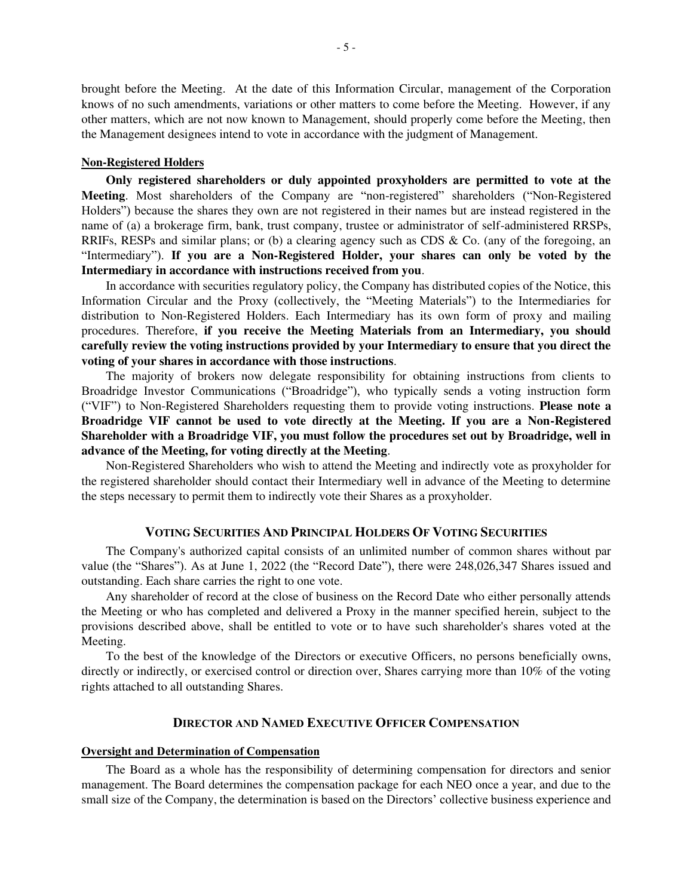brought before the Meeting. At the date of this Information Circular, management of the Corporation knows of no such amendments, variations or other matters to come before the Meeting. However, if any other matters, which are not now known to Management, should properly come before the Meeting, then the Management designees intend to vote in accordance with the judgment of Management.

**Non-Registered Holders**

**Only registered shareholders or duly appointed proxyholders are permitted to vote at the Meeting**. Most shareholders of the Company are "non-registered" shareholders ("Non-Registered Holders") because the shares they own are not registered in their names but are instead registered in the name of (a) a brokerage firm, bank, trust company, trustee or administrator of self-administered RRSPs, RRIFs, RESPs and similar plans; or (b) a clearing agency such as CDS & Co. (any of the foregoing, an "Intermediary"). **If you are a Non-Registered Holder, your shares can only be voted by the Intermediary in accordance with instructions received from you**.

In accordance with securities regulatory policy, the Company has distributed copies of the Notice, this Information Circular and the Proxy (collectively, the "Meeting Materials") to the Intermediaries for distribution to Non-Registered Holders. Each Intermediary has its own form of proxy and mailing procedures. Therefore, **if you receive the Meeting Materials from an Intermediary, you should carefully review the voting instructions provided by your Intermediary to ensure that you direct the voting of your shares in accordance with those instructions**.

The majority of brokers now delegate responsibility for obtaining instructions from clients to Broadridge Investor Communications ("Broadridge"), who typically sends a voting instruction form ("VIF") to Non-Registered Shareholders requesting them to provide voting instructions. **Please note a Broadridge VIF cannot be used to vote directly at the Meeting. If you are a Non-Registered Shareholder with a Broadridge VIF, you must follow the procedures set out by Broadridge, well in advance of the Meeting, for voting directly at the Meeting**.

Non-Registered Shareholders who wish to attend the Meeting and indirectly vote as proxyholder for the registered shareholder should contact their Intermediary well in advance of the Meeting to determine the steps necessary to permit them to indirectly vote their Shares as a proxyholder.

## VOTING SECURITIES AND PRINCIPAL HOLDERS OF VOTING SECURITIES

The Company's authorized capital consists of an unlimited number of common shares without par value (the "Shares"). As at June 1, 2022 (the "Record Date"), there were 248,026,347 Shares issued and outstanding. Each share carries the right to one vote.

Any shareholder of record at the close of business on the Record Date who either personally attends the Meeting or who has completed and delivered a Proxy in the manner specified herein, subject to the provisions described above, shall be entitled to vote or to have such shareholder's shares voted at the Meeting.

To the best of the knowledge of the Directors or executive Officers, no persons beneficially owns, directly or indirectly, or exercised control or direction over, Shares carrying more than 10% of the voting rights attached to all outstanding Shares.

## DIRECTOR AND NAMED EXECUTIVE OFFICER COMPENSATION

**Oversight and Determination of Compensation**

The Board as a whole has the responsibility of determining compensation for directors and senior management. The Board determines the compensation package for each NEO once a year, and due to the small size of the Company, the determination is based on the Directors' collective business experience and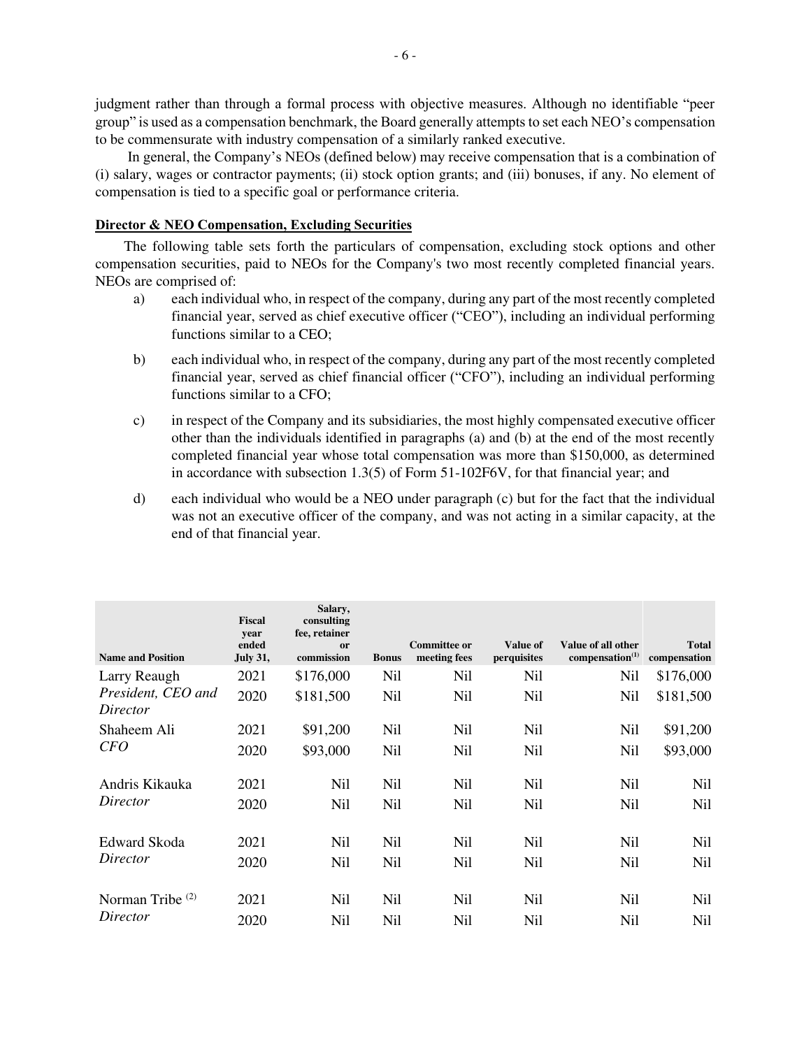judgment rather than through a formal process with objective measures. Although no identifiable "peer group" is used as a compensation benchmark, the Board generally attempts to set each NEO's compensation to be commensurate with industry compensation of a similarly ranked executive.

In general, the Company's NEOs (defined below) may receive compensation that is a combination of (i) salary, wages or contractor payments; (ii) stock option grants; and (iii) bonuses, if any. No element of compensation is tied to a specific goal or performance criteria.

**Director & NEO Compensation, Excluding Securities**

The following table sets forth the particulars of compensation, excluding stock options and other compensation securities, paid to NEOs for the Company's two most recently completed financial years. NEOs are comprised of:

a) each individual who, in respect of the company, during any part of the most recently completed financial year, served as chief executive officer ("CEO"), including an individual performing functions similar to a CEO;

b) each individual who, in respect of the company, during any part of the most recently completed financial year, served as chief financial officer ("CFO"), including an individual performing functions similar to a CFO;

c) in respect of the Company and its subsidiaries, the most highly compensated executive officer other than the individuals identified in paragraphs (a) and (b) at the end of the most recently completed financial year whose total compensation was more than $150,000, as determined in accordance with subsection 1.3(5) of Form 51-102F6V, for that financial year; and

d) each individual who would be a NEO under paragraph (c) but for the fact that the individual was not an executive officer of the company, and was not acting in a similar capacity, at the end of that financial year.

| Name and Position | Fiscal year ended July 31, | Salary, consulting fee, retainer or commission | Bonus | Committee or meeting fees | Value of perquisites | Value of all other compensation[1] | Total compensation |
|---|---|---|---|---|---|---|---|
| Larry Reaugh | 2021 | $176,000 | Nil | Nil | Nil | Nil | $176,000 |
| *President, CEO and Director* | 2020 | $181,500 | Nil | Nil | Nil | Nil | $181,500 |
| Shaheem Ali | 2021 | $91,200 | Nil | Nil | Nil | Nil | $91,200 |
| *CFO* | 2020 | $93,000 | Nil | Nil | Nil | Nil | $93,000 |
| Andris Kikauka | 2021 | Nil | Nil | Nil | Nil | Nil | Nil |
| *Director* | 2020 | Nil | Nil | Nil | Nil | Nil | Nil |
| Edward Skoda | 2021 | Nil | Nil | Nil | Nil | Nil | Nil |
| *Director* | 2020 | Nil | Nil | Nil | Nil | Nil | Nil |
| Norman Tribe [2] | 2021 | Nil | Nil | Nil | Nil | Nil | Nil |
| *Director* | 2020 | Nil | Nil | Nil | Nil | Nil | Nil |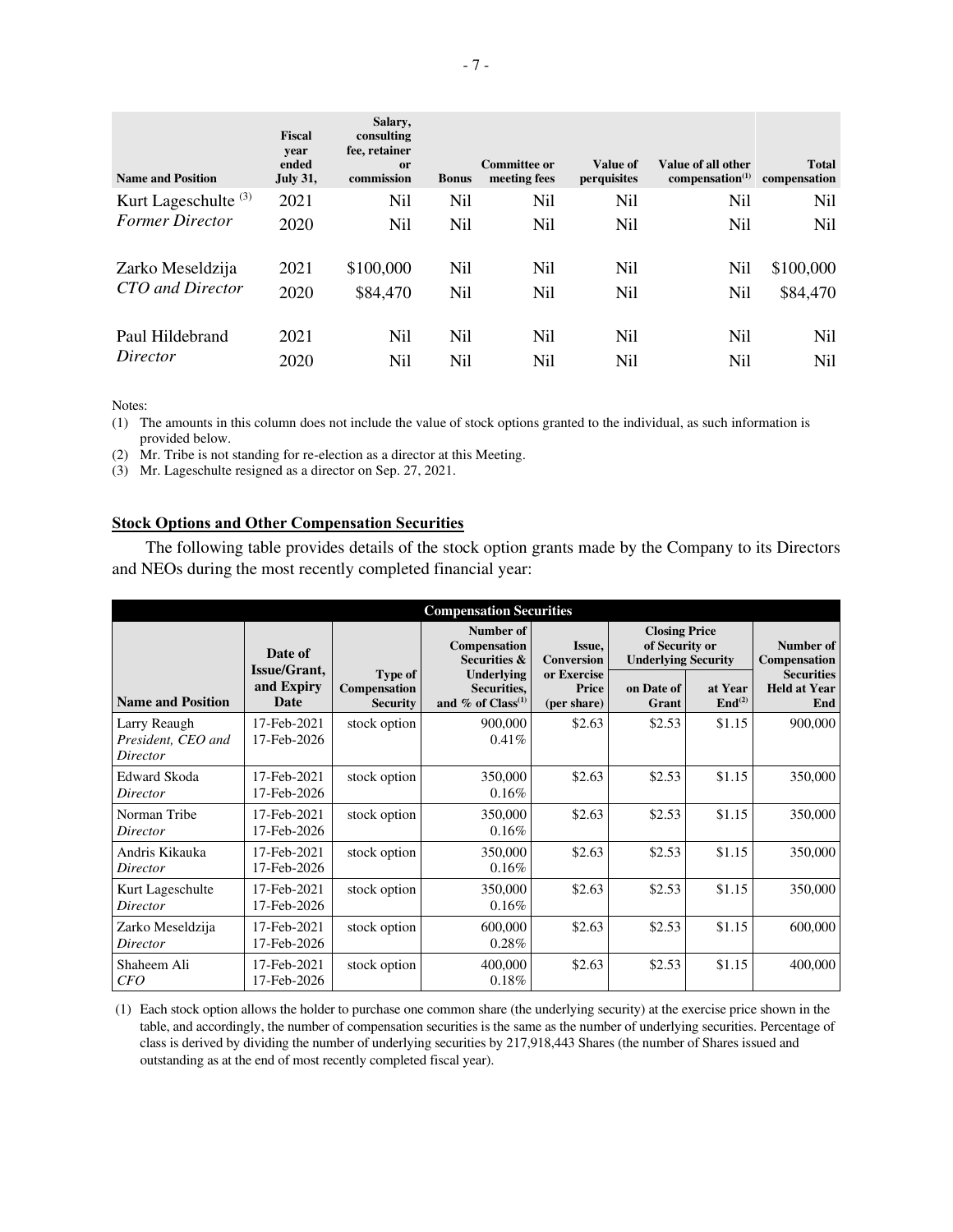| Name and Position | Fiscal year ended July 31, | Salary, consulting fee, retainer or commission | Bonus | Committee or meeting fees | Value of perquisites | Value of all other compensation[(1)] | Total compensation |
|---|---|---|---|---|---|---|---|
| Kurt Lageschulte [(3)] *Former Director* | 2021 | Nil | Nil | Nil | Nil | Nil | Nil |
| | 2020 | Nil | Nil | Nil | Nil | Nil | Nil |
| Zarko Meseldzija *CTO and Director* | 2021 | $100,000 | Nil | Nil | Nil | Nil | $100,000 |
| | 2020 | $84,470 | Nil | Nil | Nil | Nil | $84,470 |
| Paul Hildebrand *Director* | 2021 | Nil | Nil | Nil | Nil | Nil | Nil |
| | 2020 | Nil | Nil | Nil | Nil | Nil | Nil |

Notes:

(1) The amounts in this column does not include the value of stock options granted to the individual, as such information is provided below.

(2) Mr. Tribe is not standing for re-election as a director at this Meeting.

(3) Mr. Lageschulte resigned as a director on Sep. 27, 2021.

**Stock Options and Other Compensation Securities**

The following table provides details of the stock option grants made by the Company to its Directors and NEOs during the most recently completed financial year:

| Compensation Securities | | | | | | | |
|---|---|---|---|---|---|---|---|
| Name and Position | Date of Issue/Grant, and Expiry Date | Type of Compensation Security | Number of Compensation Securities & Underlying Securities, and % of Class[(1)] | Issue, Conversion or Exercise Price (per share) | Closing Price of Security or Underlying Security on Date of Grant | Closing Price of Security or Underlying Security at Year End[(2)] | Number of Compensation Securities Held at Year End |
| Larry Reaugh *President, CEO and Director* | 17-Feb-2021 17-Feb-2026 | stock option | 900,000 0.41% | $2.63 | $2.53 | $1.15 | 900,000 |
| Edward Skoda *Director* | 17-Feb-2021 17-Feb-2026 | stock option | 350,000 0.16% | $2.63 | $2.53 | $1.15 | 350,000 |
| Norman Tribe *Director* | 17-Feb-2021 17-Feb-2026 | stock option | 350,000 0.16% | $2.63 | $2.53 | $1.15 | 350,000 |
| Andris Kikauka *Director* | 17-Feb-2021 17-Feb-2026 | stock option | 350,000 0.16% | $2.63 | $2.53 | $1.15 | 350,000 |
| Kurt Lageschulte *Director* | 17-Feb-2021 17-Feb-2026 | stock option | 350,000 0.16% | $2.63 | $2.53 | $1.15 | 350,000 |
| Zarko Meseldzija *Director* | 17-Feb-2021 17-Feb-2026 | stock option | 600,000 0.28% | $2.63 | $2.53 | $1.15 | 600,000 |
| Shaheem Ali *CFO* | 17-Feb-2021 17-Feb-2026 | stock option | 400,000 0.18% | $2.63 | $2.53 | $1.15 | 400,000 |

(1) Each stock option allows the holder to purchase one common share (the underlying security) at the exercise price shown in the table, and accordingly, the number of compensation securities is the same as the number of underlying securities. Percentage of class is derived by dividing the number of underlying securities by 217,918,443 Shares (the number of Shares issued and outstanding as at the end of most recently completed fiscal year).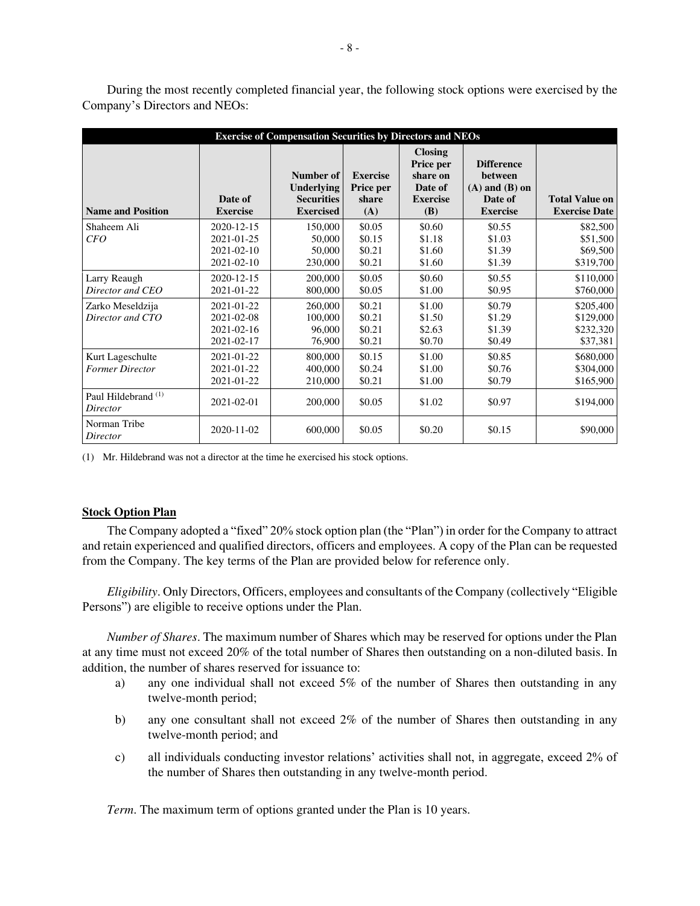During the most recently completed financial year, the following stock options were exercised by the Company's Directors and NEOs:

| Exercise of Compensation Securities by Directors and NEOs | | | | | | |
|---|---|---|---|---|---|---|
| **Name and Position** | **Date of Exercise** | **Number of Underlying Securities Exercised** | **Exercise Price per share (A)** | **Closing Price per share on Date of Exercise (B)** | **Difference between (A) and (B) on Date of Exercise** | **Total Value on Exercise Date** |
| Shaheem Ali<br>*CFO* | 2020-12-15<br>2021-01-25<br>2021-02-10<br>2021-02-10 | 150,000<br>50,000<br>50,000<br>230,000 | \$0.05<br>\$0.15<br>\$0.21<br>\$0.21 | \$0.60<br>\$1.18<br>\$1.60<br>\$1.60 | \$0.55<br>\$1.03<br>\$1.39<br>\$1.39 | \$82,500<br>\$51,500<br>\$69,500<br>\$319,700 |
| Larry Reaugh<br>*Director and CEO* | 2020-12-15<br>2021-01-22 | 200,000<br>800,000 | \$0.05<br>\$0.05 | \$0.60<br>\$1.00 | \$0.55<br>\$0.95 | \$110,000<br>\$760,000 |
| Zarko Meseldzija<br>*Director and CTO* | 2021-01-22<br>2021-02-08<br>2021-02-16<br>2021-02-17 | 260,000<br>100,000<br>96,000<br>76,900 | \$0.21<br>\$0.21<br>\$0.21<br>\$0.21 | \$1.00<br>\$1.50<br>\$2.63<br>\$0.70 | \$0.79<br>\$1.29<br>\$1.39<br>\$0.49 | \$205,400<br>\$129,000<br>\$232,320<br>\$37,381 |
| Kurt Lageschulte<br>*Former Director* | 2021-01-22<br>2021-01-22<br>2021-01-22 | 800,000<br>400,000<br>210,000 | \$0.15<br>\$0.24<br>\$0.21 | \$1.00<br>\$1.00<br>\$1.00 | \$0.85<br>\$0.76<br>\$0.79 | \$680,000<br>\$304,000<br>\$165,900 |
| Paul Hildebrand [(1)]<br>*Director* | 2021-02-01 | 200,000 | \$0.05 | \$1.02 | \$0.97 | \$194,000 |
| Norman Tribe<br>*Director* | 2020-11-02 | 600,000 | \$0.05 | \$0.20 | \$0.15 | \$90,000 |

(1) Mr. Hildebrand was not a director at the time he exercised his stock options.

**Stock Option Plan**

The Company adopted a "fixed" 20% stock option plan (the "Plan") in order for the Company to attract and retain experienced and qualified directors, officers and employees. A copy of the Plan can be requested from the Company. The key terms of the Plan are provided below for reference only.

*Eligibility*. Only Directors, Officers, employees and consultants of the Company (collectively "Eligible Persons") are eligible to receive options under the Plan.

*Number of Shares*. The maximum number of Shares which may be reserved for options under the Plan at any time must not exceed 20% of the total number of Shares then outstanding on a non-diluted basis. In addition, the number of shares reserved for issuance to:

a) any one individual shall not exceed 5% of the number of Shares then outstanding in any twelve-month period;

b) any one consultant shall not exceed 2% of the number of Shares then outstanding in any twelve-month period; and

c) all individuals conducting investor relations' activities shall not, in aggregate, exceed 2% of the number of Shares then outstanding in any twelve-month period.

*Term*. The maximum term of options granted under the Plan is 10 years.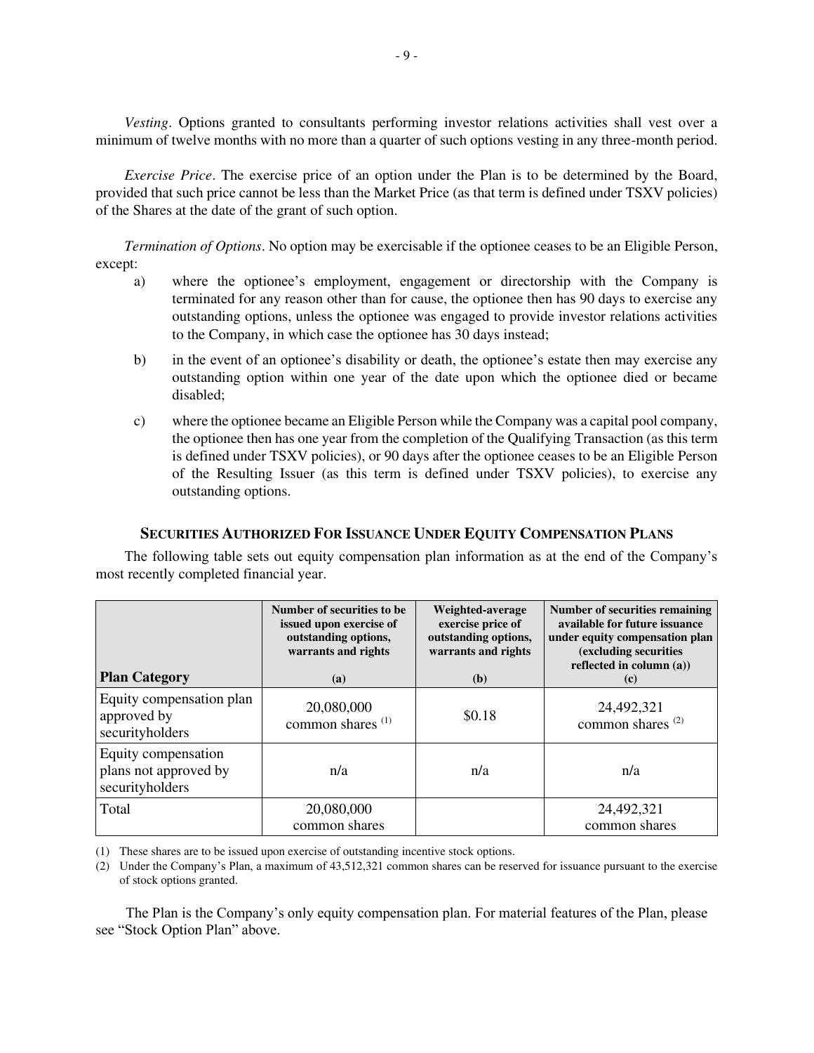*Vesting*. Options granted to consultants performing investor relations activities shall vest over a minimum of twelve months with no more than a quarter of such options vesting in any three-month period.

*Exercise Price*. The exercise price of an option under the Plan is to be determined by the Board, provided that such price cannot be less than the Market Price (as that term is defined under TSXV policies) of the Shares at the date of the grant of such option.

*Termination of Options*. No option may be exercisable if the optionee ceases to be an Eligible Person, except:

a) where the optionee's employment, engagement or directorship with the Company is terminated for any reason other than for cause, the optionee then has 90 days to exercise any outstanding options, unless the optionee was engaged to provide investor relations activities to the Company, in which case the optionee has 30 days instead;

b) in the event of an optionee's disability or death, the optionee's estate then may exercise any outstanding option within one year of the date upon which the optionee died or became disabled;

c) where the optionee became an Eligible Person while the Company was a capital pool company, the optionee then has one year from the completion of the Qualifying Transaction (as this term is defined under TSXV policies), or 90 days after the optionee ceases to be an Eligible Person of the Resulting Issuer (as this term is defined under TSXV policies), to exercise any outstanding options.

## SECURITIES AUTHORIZED FOR ISSUANCE UNDER EQUITY COMPENSATION PLANS

The following table sets out equity compensation plan information as at the end of the Company's most recently completed financial year.

| Plan Category | Number of securities to be issued upon exercise of outstanding options, warrants and rights (a) | Weighted-average exercise price of outstanding options, warrants and rights (b) | Number of securities remaining available for future issuance under equity compensation plan (excluding securities reflected in column (a)) (c) |
|---|---|---|---|
| Equity compensation plan approved by securityholders | 20,080,000 common shares (1) | $0.18 | 24,492,321 common shares (2) |
| Equity compensation plans not approved by securityholders | n/a | n/a | n/a |
| Total | 20,080,000 common shares | | 24,492,321 common shares |

(1) These shares are to be issued upon exercise of outstanding incentive stock options.

(2) Under the Company's Plan, a maximum of 43,512,321 common shares can be reserved for issuance pursuant to the exercise of stock options granted.

The Plan is the Company's only equity compensation plan. For material features of the Plan, please see "Stock Option Plan" above.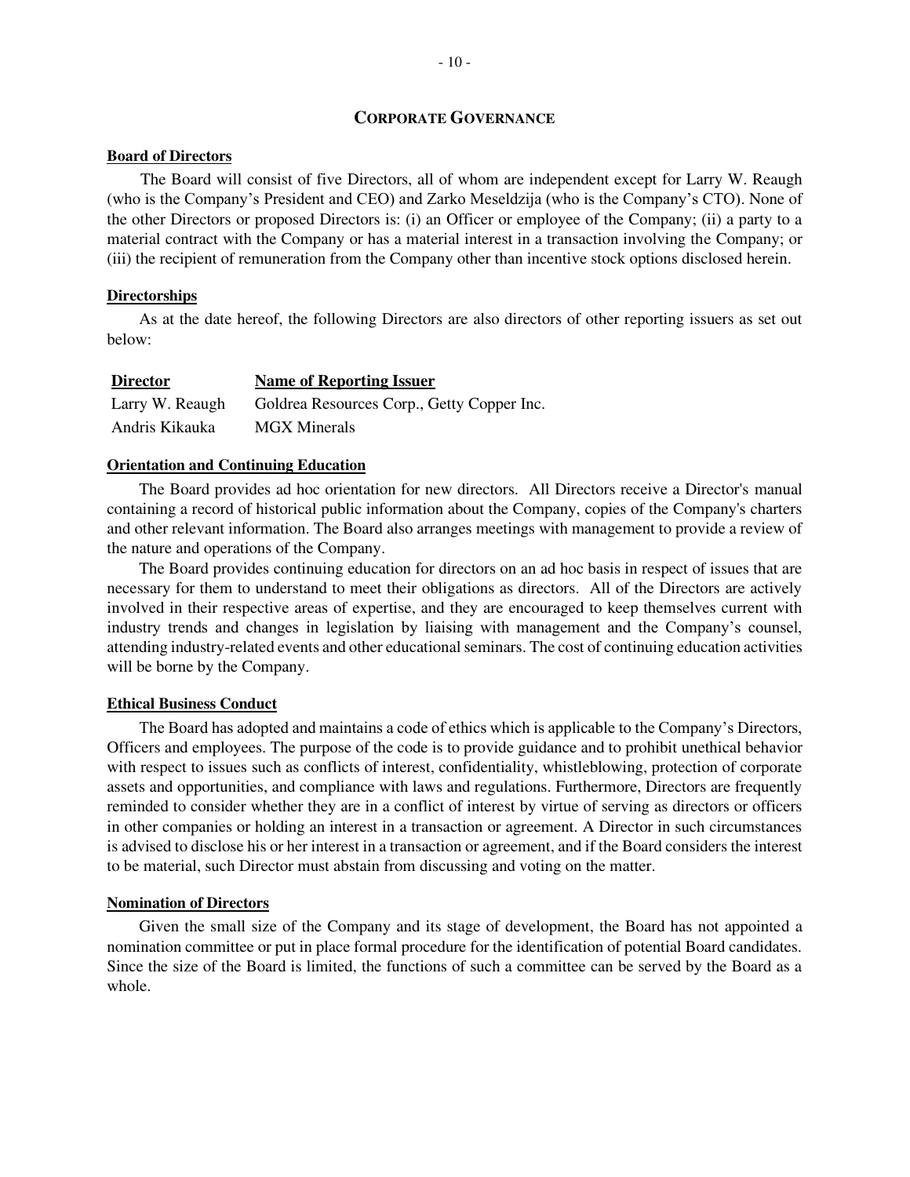## CORPORATE GOVERNANCE

**Board of Directors**

The Board will consist of five Directors, all of whom are independent except for Larry W. Reaugh (who is the Company's President and CEO) and Zarko Meseldzija (who is the Company's CTO). None of the other Directors or proposed Directors is: (i) an Officer or employee of the Company; (ii) a party to a material contract with the Company or has a material interest in a transaction involving the Company; or (iii) the recipient of remuneration from the Company other than incentive stock options disclosed herein.

**Directorships**

As at the date hereof, the following Directors are also directors of other reporting issuers as set out below:

| Director | Name of Reporting Issuer |
|---|---|
| Larry W. Reaugh | Goldrea Resources Corp., Getty Copper Inc. |
| Andris Kikauka | MGX Minerals |

**Orientation and Continuing Education**

The Board provides ad hoc orientation for new directors. All Directors receive a Director's manual containing a record of historical public information about the Company, copies of the Company's charters and other relevant information. The Board also arranges meetings with management to provide a review of the nature and operations of the Company.

The Board provides continuing education for directors on an ad hoc basis in respect of issues that are necessary for them to understand to meet their obligations as directors. All of the Directors are actively involved in their respective areas of expertise, and they are encouraged to keep themselves current with industry trends and changes in legislation by liaising with management and the Company's counsel, attending industry-related events and other educational seminars. The cost of continuing education activities will be borne by the Company.

**Ethical Business Conduct**

The Board has adopted and maintains a code of ethics which is applicable to the Company's Directors, Officers and employees. The purpose of the code is to provide guidance and to prohibit unethical behavior with respect to issues such as conflicts of interest, confidentiality, whistleblowing, protection of corporate assets and opportunities, and compliance with laws and regulations. Furthermore, Directors are frequently reminded to consider whether they are in a conflict of interest by virtue of serving as directors or officers in other companies or holding an interest in a transaction or agreement. A Director in such circumstances is advised to disclose his or her interest in a transaction or agreement, and if the Board considers the interest to be material, such Director must abstain from discussing and voting on the matter.

**Nomination of Directors**

Given the small size of the Company and its stage of development, the Board has not appointed a nomination committee or put in place formal procedure for the identification of potential Board candidates. Since the size of the Board is limited, the functions of such a committee can be served by the Board as a whole.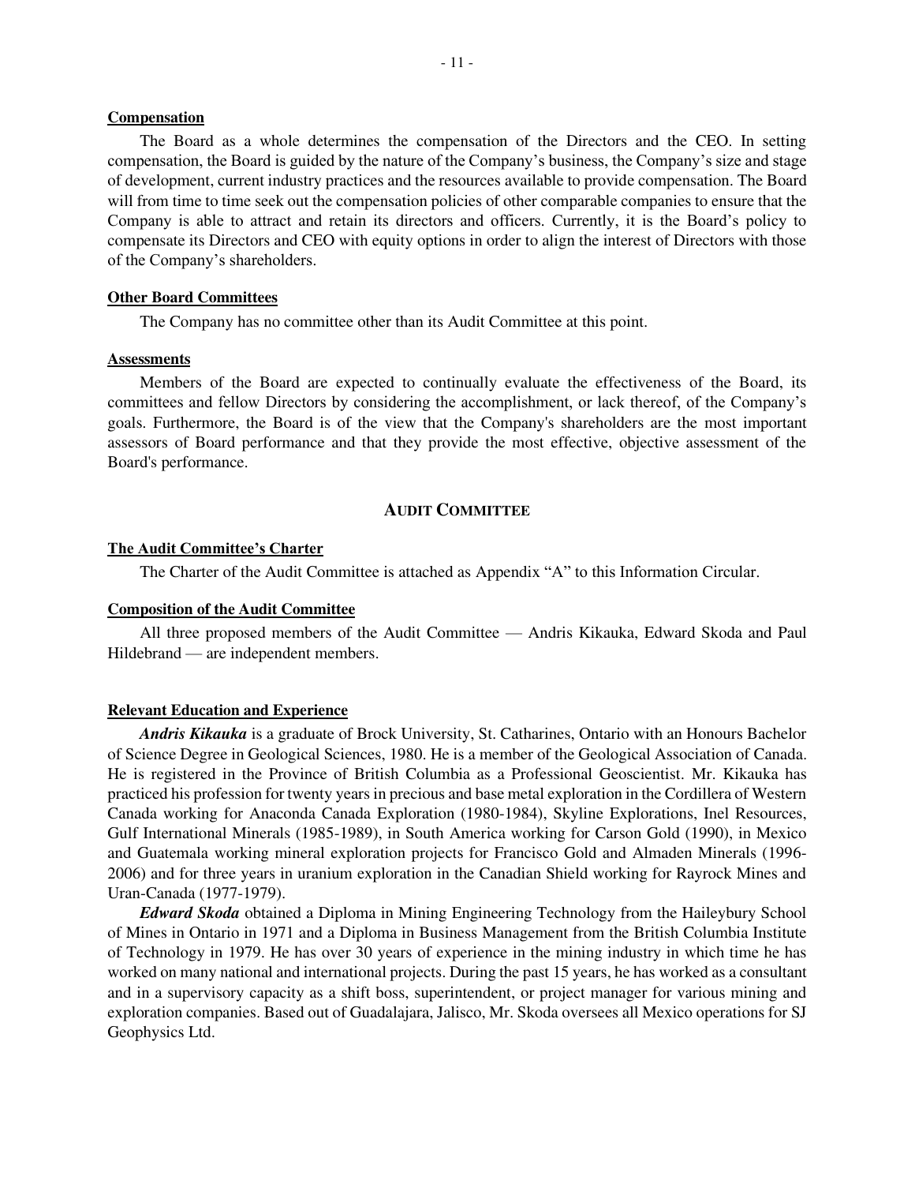**Compensation**

The Board as a whole determines the compensation of the Directors and the CEO. In setting compensation, the Board is guided by the nature of the Company's business, the Company's size and stage of development, current industry practices and the resources available to provide compensation. The Board will from time to time seek out the compensation policies of other comparable companies to ensure that the Company is able to attract and retain its directors and officers. Currently, it is the Board's policy to compensate its Directors and CEO with equity options in order to align the interest of Directors with those of the Company's shareholders.

**Other Board Committees**

The Company has no committee other than its Audit Committee at this point.

**Assessments**

Members of the Board are expected to continually evaluate the effectiveness of the Board, its committees and fellow Directors by considering the accomplishment, or lack thereof, of the Company's goals. Furthermore, the Board is of the view that the Company's shareholders are the most important assessors of Board performance and that they provide the most effective, objective assessment of the Board's performance.

## AUDIT COMMITTEE

**The Audit Committee's Charter**

The Charter of the Audit Committee is attached as Appendix "A" to this Information Circular.

**Composition of the Audit Committee**

All three proposed members of the Audit Committee — Andris Kikauka, Edward Skoda and Paul Hildebrand — are independent members.

**Relevant Education and Experience**

***Andris Kikauka*** is a graduate of Brock University, St. Catharines, Ontario with an Honours Bachelor of Science Degree in Geological Sciences, 1980. He is a member of the Geological Association of Canada. He is registered in the Province of British Columbia as a Professional Geoscientist. Mr. Kikauka has practiced his profession for twenty years in precious and base metal exploration in the Cordillera of Western Canada working for Anaconda Canada Exploration (1980-1984), Skyline Explorations, Inel Resources, Gulf International Minerals (1985-1989), in South America working for Carson Gold (1990), in Mexico and Guatemala working mineral exploration projects for Francisco Gold and Almaden Minerals (1996-2006) and for three years in uranium exploration in the Canadian Shield working for Rayrock Mines and Uran-Canada (1977-1979).

***Edward Skoda*** obtained a Diploma in Mining Engineering Technology from the Haileybury School of Mines in Ontario in 1971 and a Diploma in Business Management from the British Columbia Institute of Technology in 1979. He has over 30 years of experience in the mining industry in which time he has worked on many national and international projects. During the past 15 years, he has worked as a consultant and in a supervisory capacity as a shift boss, superintendent, or project manager for various mining and exploration companies. Based out of Guadalajara, Jalisco, Mr. Skoda oversees all Mexico operations for SJ Geophysics Ltd.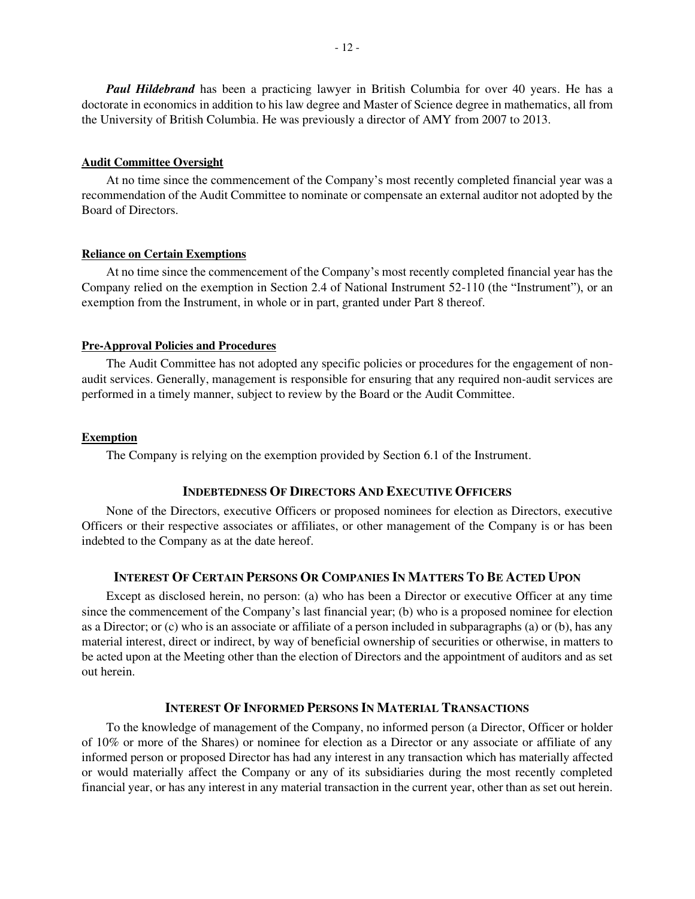***Paul Hildebrand*** has been a practicing lawyer in British Columbia for over 40 years. He has a doctorate in economics in addition to his law degree and Master of Science degree in mathematics, all from the University of British Columbia. He was previously a director of AMY from 2007 to 2013.

**Audit Committee Oversight**

At no time since the commencement of the Company's most recently completed financial year was a recommendation of the Audit Committee to nominate or compensate an external auditor not adopted by the Board of Directors.

**Reliance on Certain Exemptions**

At no time since the commencement of the Company's most recently completed financial year has the Company relied on the exemption in Section 2.4 of National Instrument 52-110 (the "Instrument"), or an exemption from the Instrument, in whole or in part, granted under Part 8 thereof.

**Pre-Approval Policies and Procedures**

The Audit Committee has not adopted any specific policies or procedures for the engagement of non-audit services. Generally, management is responsible for ensuring that any required non-audit services are performed in a timely manner, subject to review by the Board or the Audit Committee.

**Exemption**

The Company is relying on the exemption provided by Section 6.1 of the Instrument.

## INDEBTEDNESS OF DIRECTORS AND EXECUTIVE OFFICERS

None of the Directors, executive Officers or proposed nominees for election as Directors, executive Officers or their respective associates or affiliates, or other management of the Company is or has been indebted to the Company as at the date hereof.

## INTEREST OF CERTAIN PERSONS OR COMPANIES IN MATTERS TO BE ACTED UPON

Except as disclosed herein, no person: (a) who has been a Director or executive Officer at any time since the commencement of the Company's last financial year; (b) who is a proposed nominee for election as a Director; or (c) who is an associate or affiliate of a person included in subparagraphs (a) or (b), has any material interest, direct or indirect, by way of beneficial ownership of securities or otherwise, in matters to be acted upon at the Meeting other than the election of Directors and the appointment of auditors and as set out herein.

## INTEREST OF INFORMED PERSONS IN MATERIAL TRANSACTIONS

To the knowledge of management of the Company, no informed person (a Director, Officer or holder of 10% or more of the Shares) or nominee for election as a Director or any associate or affiliate of any informed person or proposed Director has had any interest in any transaction which has materially affected or would materially affect the Company or any of its subsidiaries during the most recently completed financial year, or has any interest in any material transaction in the current year, other than as set out herein.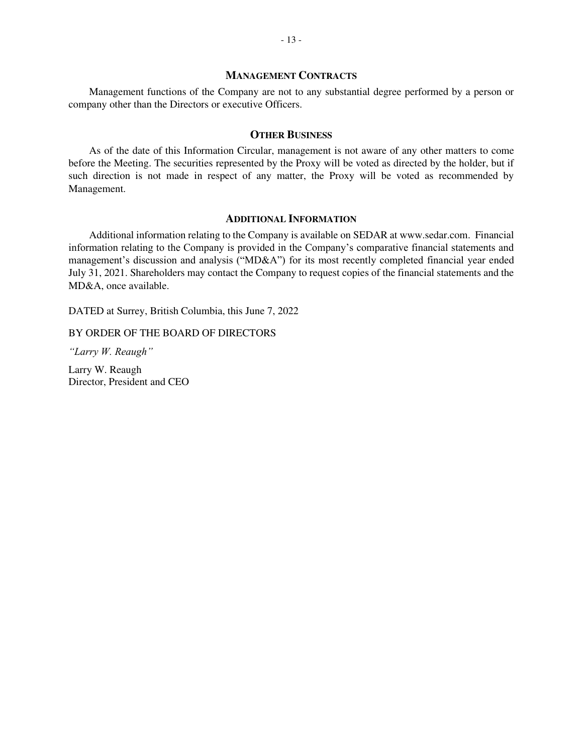## MANAGEMENT CONTRACTS

Management functions of the Company are not to any substantial degree performed by a person or company other than the Directors or executive Officers.

## OTHER BUSINESS

As of the date of this Information Circular, management is not aware of any other matters to come before the Meeting. The securities represented by the Proxy will be voted as directed by the holder, but if such direction is not made in respect of any matter, the Proxy will be voted as recommended by Management.

## ADDITIONAL INFORMATION

Additional information relating to the Company is available on SEDAR at www.sedar.com. Financial information relating to the Company is provided in the Company's comparative financial statements and management's discussion and analysis ("MD&A") for its most recently completed financial year ended July 31, 2021. Shareholders may contact the Company to request copies of the financial statements and the MD&A, once available.

DATED at Surrey, British Columbia, this June 7, 2022

BY ORDER OF THE BOARD OF DIRECTORS

*"Larry W. Reaugh"*

Larry W. Reaugh
Director, President and CEO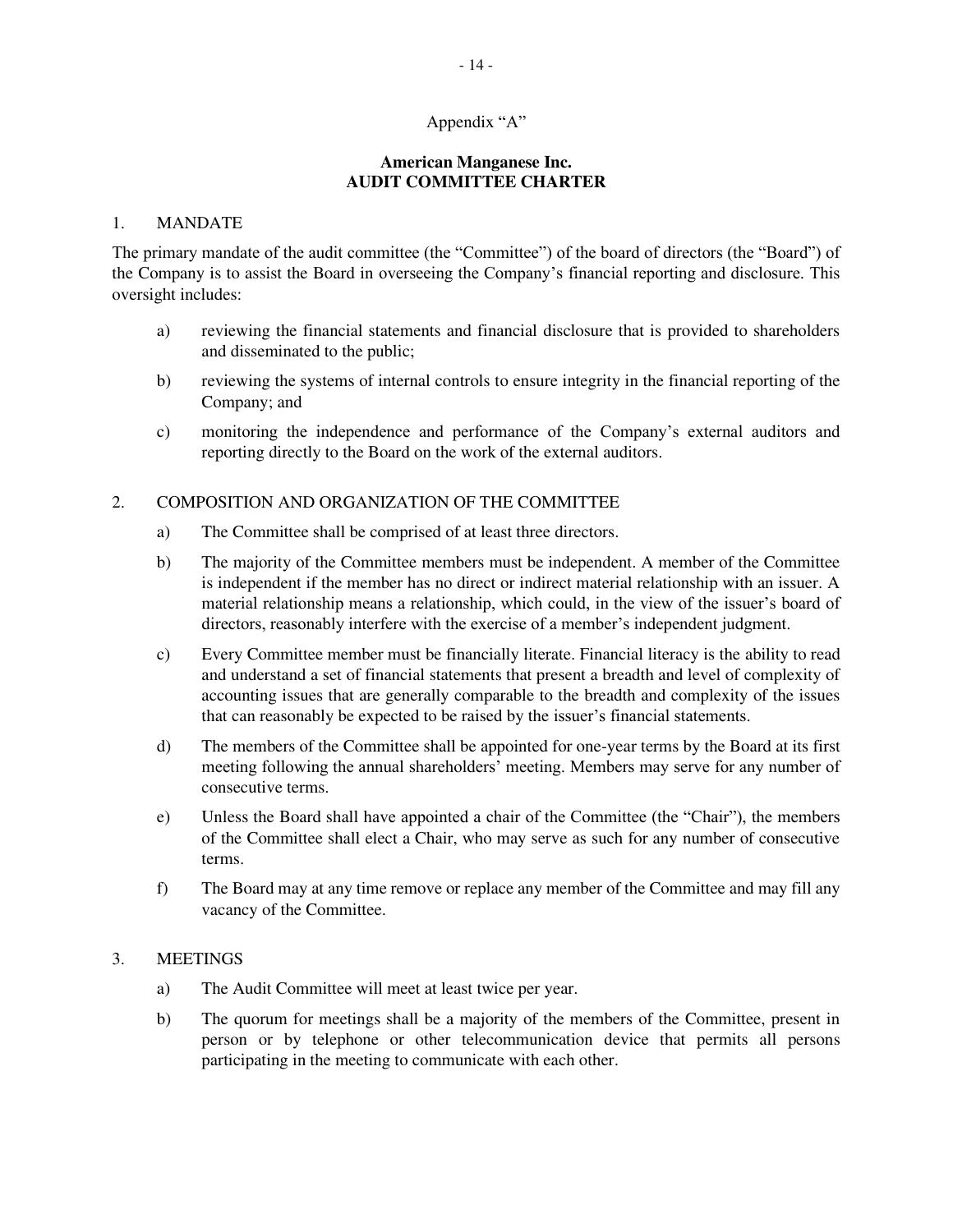Appendix "A"

## American Manganese Inc.
## AUDIT COMMITTEE CHARTER

### 1. MANDATE

The primary mandate of the audit committee (the "Committee") of the board of directors (the "Board") of the Company is to assist the Board in overseeing the Company's financial reporting and disclosure. This oversight includes:

a) reviewing the financial statements and financial disclosure that is provided to shareholders and disseminated to the public;

b) reviewing the systems of internal controls to ensure integrity in the financial reporting of the Company; and

c) monitoring the independence and performance of the Company's external auditors and reporting directly to the Board on the work of the external auditors.

### 2. COMPOSITION AND ORGANIZATION OF THE COMMITTEE

a) The Committee shall be comprised of at least three directors.

b) The majority of the Committee members must be independent. A member of the Committee is independent if the member has no direct or indirect material relationship with an issuer. A material relationship means a relationship, which could, in the view of the issuer's board of directors, reasonably interfere with the exercise of a member's independent judgment.

c) Every Committee member must be financially literate. Financial literacy is the ability to read and understand a set of financial statements that present a breadth and level of complexity of accounting issues that are generally comparable to the breadth and complexity of the issues that can reasonably be expected to be raised by the issuer's financial statements.

d) The members of the Committee shall be appointed for one-year terms by the Board at its first meeting following the annual shareholders' meeting. Members may serve for any number of consecutive terms.

e) Unless the Board shall have appointed a chair of the Committee (the "Chair"), the members of the Committee shall elect a Chair, who may serve as such for any number of consecutive terms.

f) The Board may at any time remove or replace any member of the Committee and may fill any vacancy of the Committee.

### 3. MEETINGS

a) The Audit Committee will meet at least twice per year.

b) The quorum for meetings shall be a majority of the members of the Committee, present in person or by telephone or other telecommunication device that permits all persons participating in the meeting to communicate with each other.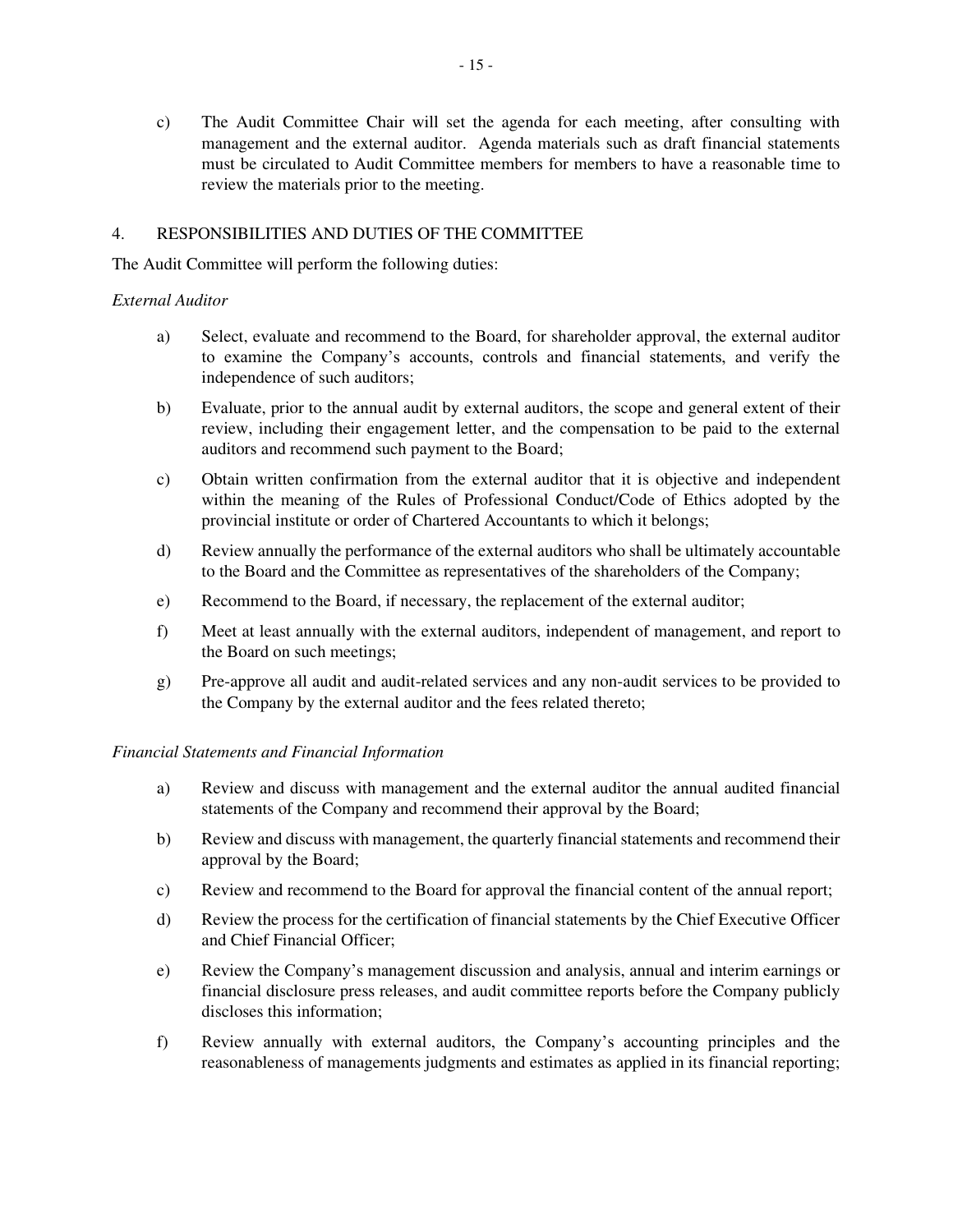c) The Audit Committee Chair will set the agenda for each meeting, after consulting with management and the external auditor. Agenda materials such as draft financial statements must be circulated to Audit Committee members for members to have a reasonable time to review the materials prior to the meeting.

4. RESPONSIBILITIES AND DUTIES OF THE COMMITTEE

The Audit Committee will perform the following duties:

*External Auditor*

a) Select, evaluate and recommend to the Board, for shareholder approval, the external auditor to examine the Company's accounts, controls and financial statements, and verify the independence of such auditors;

b) Evaluate, prior to the annual audit by external auditors, the scope and general extent of their review, including their engagement letter, and the compensation to be paid to the external auditors and recommend such payment to the Board;

c) Obtain written confirmation from the external auditor that it is objective and independent within the meaning of the Rules of Professional Conduct/Code of Ethics adopted by the provincial institute or order of Chartered Accountants to which it belongs;

d) Review annually the performance of the external auditors who shall be ultimately accountable to the Board and the Committee as representatives of the shareholders of the Company;

e) Recommend to the Board, if necessary, the replacement of the external auditor;

f) Meet at least annually with the external auditors, independent of management, and report to the Board on such meetings;

g) Pre-approve all audit and audit-related services and any non-audit services to be provided to the Company by the external auditor and the fees related thereto;

*Financial Statements and Financial Information*

a) Review and discuss with management and the external auditor the annual audited financial statements of the Company and recommend their approval by the Board;

b) Review and discuss with management, the quarterly financial statements and recommend their approval by the Board;

c) Review and recommend to the Board for approval the financial content of the annual report;

d) Review the process for the certification of financial statements by the Chief Executive Officer and Chief Financial Officer;

e) Review the Company's management discussion and analysis, annual and interim earnings or financial disclosure press releases, and audit committee reports before the Company publicly discloses this information;

f) Review annually with external auditors, the Company's accounting principles and the reasonableness of managements judgments and estimates as applied in its financial reporting;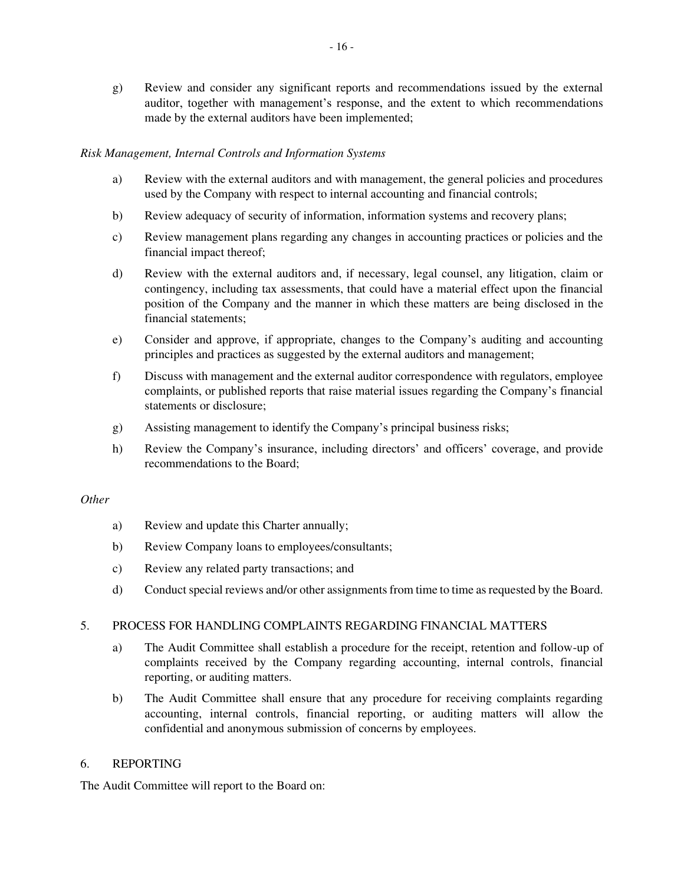g) Review and consider any significant reports and recommendations issued by the external auditor, together with management's response, and the extent to which recommendations made by the external auditors have been implemented;

*Risk Management, Internal Controls and Information Systems*

a) Review with the external auditors and with management, the general policies and procedures used by the Company with respect to internal accounting and financial controls;

b) Review adequacy of security of information, information systems and recovery plans;

c) Review management plans regarding any changes in accounting practices or policies and the financial impact thereof;

d) Review with the external auditors and, if necessary, legal counsel, any litigation, claim or contingency, including tax assessments, that could have a material effect upon the financial position of the Company and the manner in which these matters are being disclosed in the financial statements;

e) Consider and approve, if appropriate, changes to the Company's auditing and accounting principles and practices as suggested by the external auditors and management;

f) Discuss with management and the external auditor correspondence with regulators, employee complaints, or published reports that raise material issues regarding the Company's financial statements or disclosure;

g) Assisting management to identify the Company's principal business risks;

h) Review the Company's insurance, including directors' and officers' coverage, and provide recommendations to the Board;

*Other*

a) Review and update this Charter annually;

b) Review Company loans to employees/consultants;

c) Review any related party transactions; and

d) Conduct special reviews and/or other assignments from time to time as requested by the Board.

5. PROCESS FOR HANDLING COMPLAINTS REGARDING FINANCIAL MATTERS

a) The Audit Committee shall establish a procedure for the receipt, retention and follow-up of complaints received by the Company regarding accounting, internal controls, financial reporting, or auditing matters.

b) The Audit Committee shall ensure that any procedure for receiving complaints regarding accounting, internal controls, financial reporting, or auditing matters will allow the confidential and anonymous submission of concerns by employees.

6. REPORTING

The Audit Committee will report to the Board on: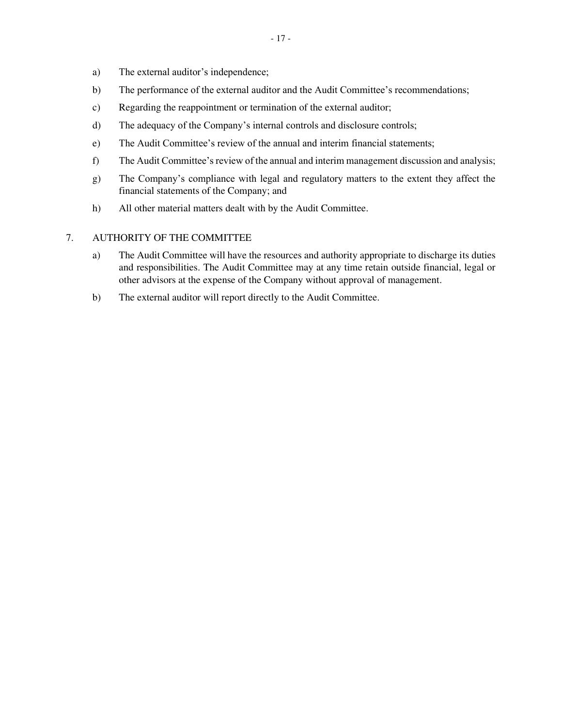a) The external auditor's independence;

b) The performance of the external auditor and the Audit Committee's recommendations;

c) Regarding the reappointment or termination of the external auditor;

d) The adequacy of the Company's internal controls and disclosure controls;

e) The Audit Committee's review of the annual and interim financial statements;

f) The Audit Committee's review of the annual and interim management discussion and analysis;

g) The Company's compliance with legal and regulatory matters to the extent they affect the financial statements of the Company; and

h) All other material matters dealt with by the Audit Committee.

## 7. AUTHORITY OF THE COMMITTEE

a) The Audit Committee will have the resources and authority appropriate to discharge its duties and responsibilities. The Audit Committee may at any time retain outside financial, legal or other advisors at the expense of the Company without approval of management.

b) The external auditor will report directly to the Audit Committee.